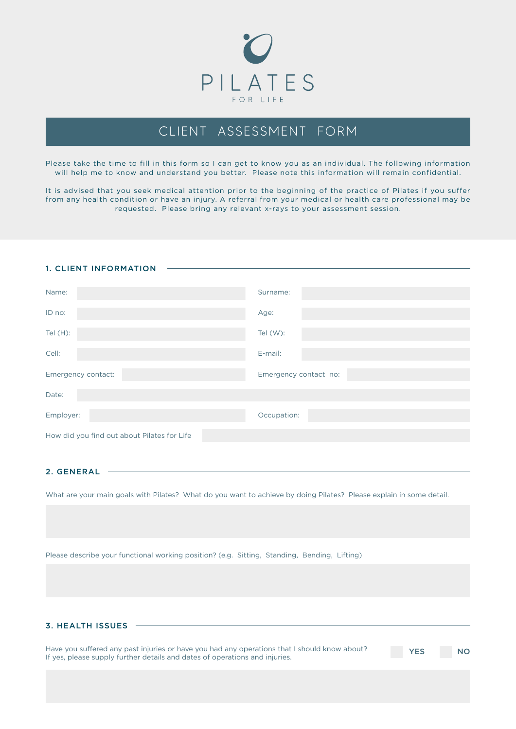# PILATES

FOR LIFE

## CLIENT ASSESSMENT FORM

Please take the time to fill in this form so I can get to know you as an individual. The following information will help me to know and understand you better. Please note this information will remain confidential.

It is advised that you seek medical attention prior to the beginning of the practice of Pilates if you suffer from any health condition or have an injury. A referral from your medical or health care professional may be requested. Please bring any relevant x-rays to your assessment session.

### 1. CLIENT INFORMATION

Name:

Surname:

ID no:

Age:

Tel (H):

Tel (W):

Cell:

E-mail:

Emergency contact:

Emergency contact no:

Date:

Employer:

Occupation:

How did you find out about Pilates for Life

### 2. GENERAL

What are your main goals with Pilates? What do you want to achieve by doing Pilates? Please explain in some detail.

Please describe your functional working position? (e.g. Sitting, Standing, Bending, Lifting)

### 3. HEALTH ISSUES

Have you suffered any past injuries or have you had any operations that I should know about? If yes, please supply further details and dates of operations and injuries.

YES NO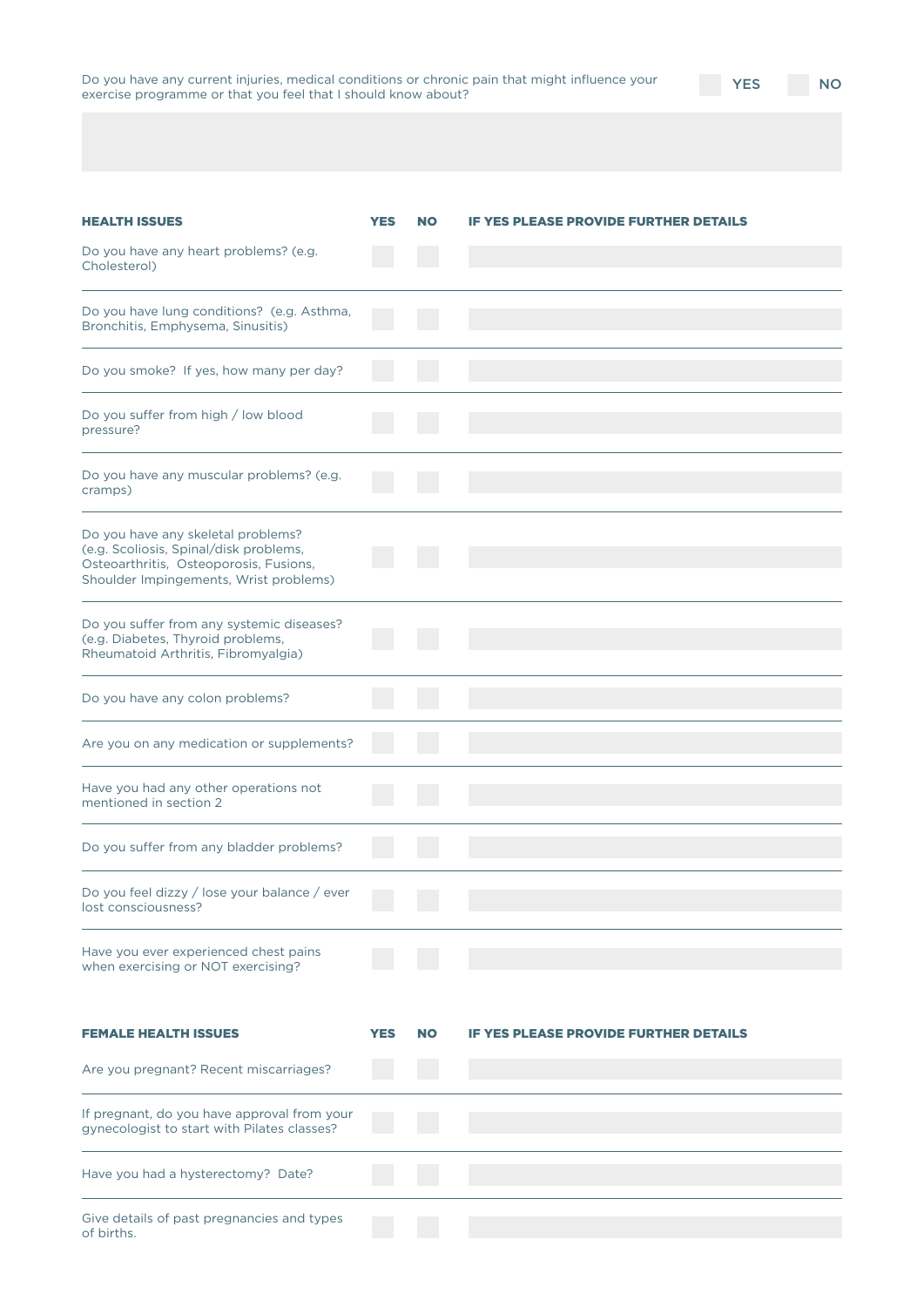Do you have any current injuries, medical conditions or chronic pain that might influence your exercise programme or that you feel that I should know about? YES NO

| HEALTH ISSUES | YES | NO | IF YES PLEASE PROVIDE FURTHER DETAILS |
|---|---|---|---|
| Do you have any heart problems? (e.g. Cholesterol) | | | |
| Do you have lung conditions? (e.g. Asthma, Bronchitis, Emphysema, Sinusitis) | | | |
| Do you smoke? If yes, how many per day? | | | |
| Do you suffer from high / low blood pressure? | | | |
| Do you have any muscular problems? (e.g. cramps) | | | |
| Do you have any skeletal problems? (e.g. Scoliosis, Spinal/disk problems, Osteoarthritis, Osteoporosis, Fusions, Shoulder Impingements, Wrist problems) | | | |
| Do you suffer from any systemic diseases? (e.g. Diabetes, Thyroid problems, Rheumatoid Arthritis, Fibromyalgia) | | | |
| Do you have any colon problems? | | | |
| Are you on any medication or supplements? | | | |
| Have you had any other operations not mentioned in section 2 | | | |
| Do you suffer from any bladder problems? | | | |
| Do you feel dizzy / lose your balance / ever lost consciousness? | | | |
| Have you ever experienced chest pains when exercising or NOT exercising? | | | |

| FEMALE HEALTH ISSUES | YES | NO | IF YES PLEASE PROVIDE FURTHER DETAILS |
|---|---|---|---|
| Are you pregnant? Recent miscarriages? | | | |
| If pregnant, do you have approval from your gynecologist to start with Pilates classes? | | | |
| Have you had a hysterectomy? Date? | | | |
| Give details of past pregnancies and types of births. | | | |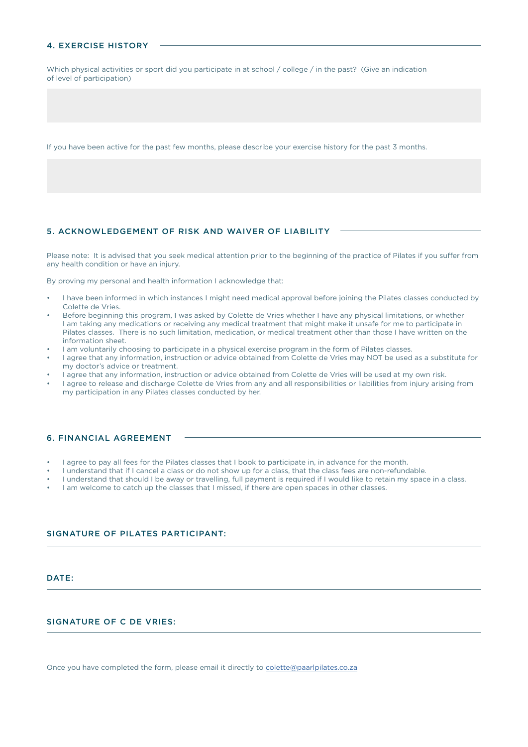## 4. EXERCISE HISTORY

Which physical activities or sport did you participate in at school / college / in the past? (Give an indication of level of participation)

If you have been active for the past few months, please describe your exercise history for the past 3 months.

## 5. ACKNOWLEDGEMENT OF RISK AND WAIVER OF LIABILITY

Please note: It is advised that you seek medical attention prior to the beginning of the practice of Pilates if you suffer from any health condition or have an injury.

By proving my personal and health information I acknowledge that:

- I have been informed in which instances I might need medical approval before joining the Pilates classes conducted by Colette de Vries.
- Before beginning this program, I was asked by Colette de Vries whether I have any physical limitations, or whether I am taking any medications or receiving any medical treatment that might make it unsafe for me to participate in Pilates classes. There is no such limitation, medication, or medical treatment other than those I have written on the information sheet.
- I am voluntarily choosing to participate in a physical exercise program in the form of Pilates classes.
- I agree that any information, instruction or advice obtained from Colette de Vries may NOT be used as a substitute for my doctor's advice or treatment.
- I agree that any information, instruction or advice obtained from Colette de Vries will be used at my own risk.
- I agree to release and discharge Colette de Vries from any and all responsibilities or liabilities from injury arising from my participation in any Pilates classes conducted by her.

## 6. FINANCIAL AGREEMENT

- I agree to pay all fees for the Pilates classes that I book to participate in, in advance for the month.
- I understand that if I cancel a class or do not show up for a class, that the class fees are non-refundable.
- I understand that should I be away or travelling, full payment is required if I would like to retain my space in a class.
- I am welcome to catch up the classes that I missed, if there are open spaces in other classes.

### SIGNATURE OF PILATES PARTICIPANT:

### DATE:

### SIGNATURE OF C DE VRIES:

Once you have completed the form, please email it directly to colette@paarlpilates.co.za